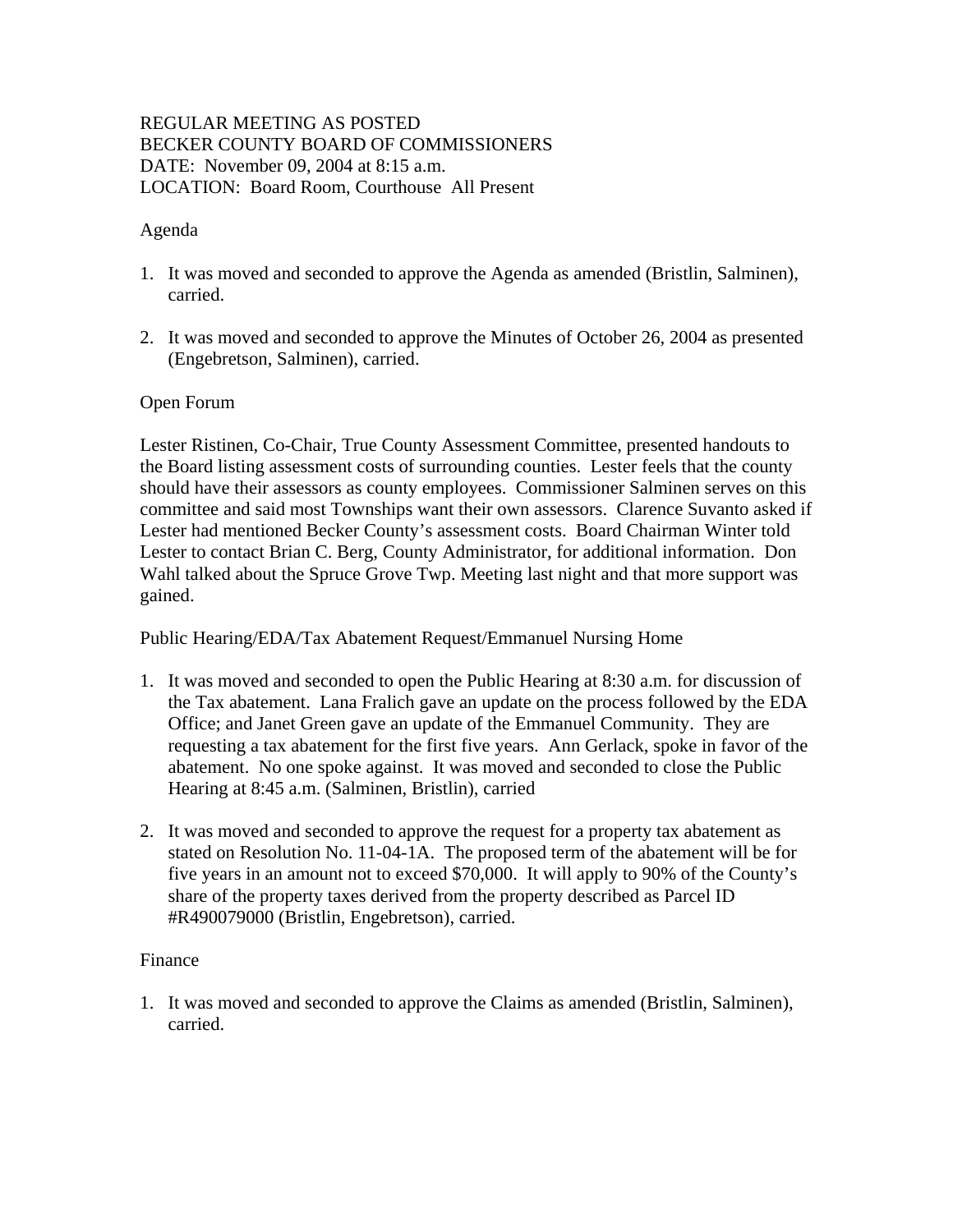REGULAR MEETING AS POSTED
BECKER COUNTY BOARD OF COMMISSIONERS
DATE: November 09, 2004 at 8:15 a.m.
LOCATION: Board Room, Courthouse All Present

Agenda

1. It was moved and seconded to approve the Agenda as amended (Bristlin, Salminen), carried.

2. It was moved and seconded to approve the Minutes of October 26, 2004 as presented (Engebretson, Salminen), carried.

Open Forum

Lester Ristinen, Co-Chair, True County Assessment Committee, presented handouts to the Board listing assessment costs of surrounding counties. Lester feels that the county should have their assessors as county employees. Commissioner Salminen serves on this committee and said most Townships want their own assessors. Clarence Suvanto asked if Lester had mentioned Becker County's assessment costs. Board Chairman Winter told Lester to contact Brian C. Berg, County Administrator, for additional information. Don Wahl talked about the Spruce Grove Twp. Meeting last night and that more support was gained.

Public Hearing/EDA/Tax Abatement Request/Emmanuel Nursing Home

1. It was moved and seconded to open the Public Hearing at 8:30 a.m. for discussion of the Tax abatement. Lana Fralich gave an update on the process followed by the EDA Office; and Janet Green gave an update of the Emmanuel Community. They are requesting a tax abatement for the first five years. Ann Gerlack, spoke in favor of the abatement. No one spoke against. It was moved and seconded to close the Public Hearing at 8:45 a.m. (Salminen, Bristlin), carried

2. It was moved and seconded to approve the request for a property tax abatement as stated on Resolution No. 11-04-1A. The proposed term of the abatement will be for five years in an amount not to exceed $70,000. It will apply to 90% of the County's share of the property taxes derived from the property described as Parcel ID #R490079000 (Bristlin, Engebretson), carried.

Finance

1. It was moved and seconded to approve the Claims as amended (Bristlin, Salminen), carried.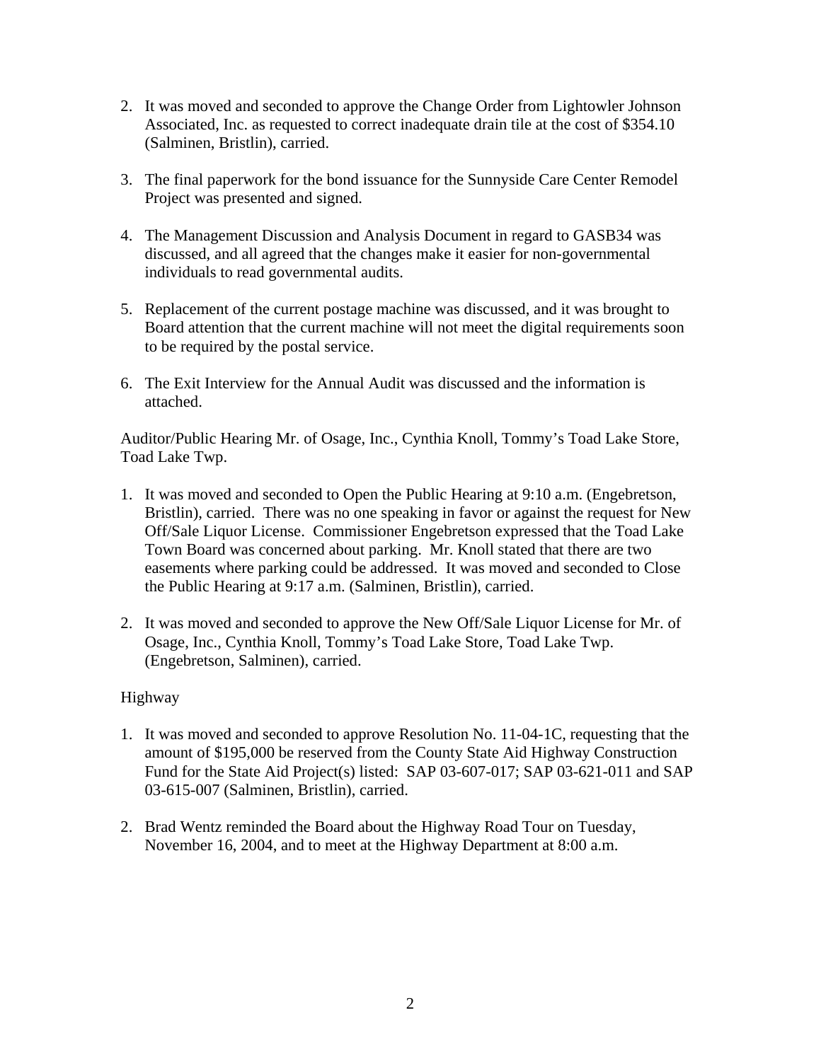2. It was moved and seconded to approve the Change Order from Lightowler Johnson Associated, Inc. as requested to correct inadequate drain tile at the cost of $354.10 (Salminen, Bristlin), carried.

3. The final paperwork for the bond issuance for the Sunnyside Care Center Remodel Project was presented and signed.

4. The Management Discussion and Analysis Document in regard to GASB34 was discussed, and all agreed that the changes make it easier for non-governmental individuals to read governmental audits.

5. Replacement of the current postage machine was discussed, and it was brought to Board attention that the current machine will not meet the digital requirements soon to be required by the postal service.

6. The Exit Interview for the Annual Audit was discussed and the information is attached.

Auditor/Public Hearing Mr. of Osage, Inc., Cynthia Knoll, Tommy's Toad Lake Store, Toad Lake Twp.

1. It was moved and seconded to Open the Public Hearing at 9:10 a.m. (Engebretson, Bristlin), carried. There was no one speaking in favor or against the request for New Off/Sale Liquor License. Commissioner Engebretson expressed that the Toad Lake Town Board was concerned about parking. Mr. Knoll stated that there are two easements where parking could be addressed. It was moved and seconded to Close the Public Hearing at 9:17 a.m. (Salminen, Bristlin), carried.

2. It was moved and seconded to approve the New Off/Sale Liquor License for Mr. of Osage, Inc., Cynthia Knoll, Tommy's Toad Lake Store, Toad Lake Twp. (Engebretson, Salminen), carried.

Highway

1. It was moved and seconded to approve Resolution No. 11-04-1C, requesting that the amount of $195,000 be reserved from the County State Aid Highway Construction Fund for the State Aid Project(s) listed: SAP 03-607-017; SAP 03-621-011 and SAP 03-615-007 (Salminen, Bristlin), carried.

2. Brad Wentz reminded the Board about the Highway Road Tour on Tuesday, November 16, 2004, and to meet at the Highway Department at 8:00 a.m.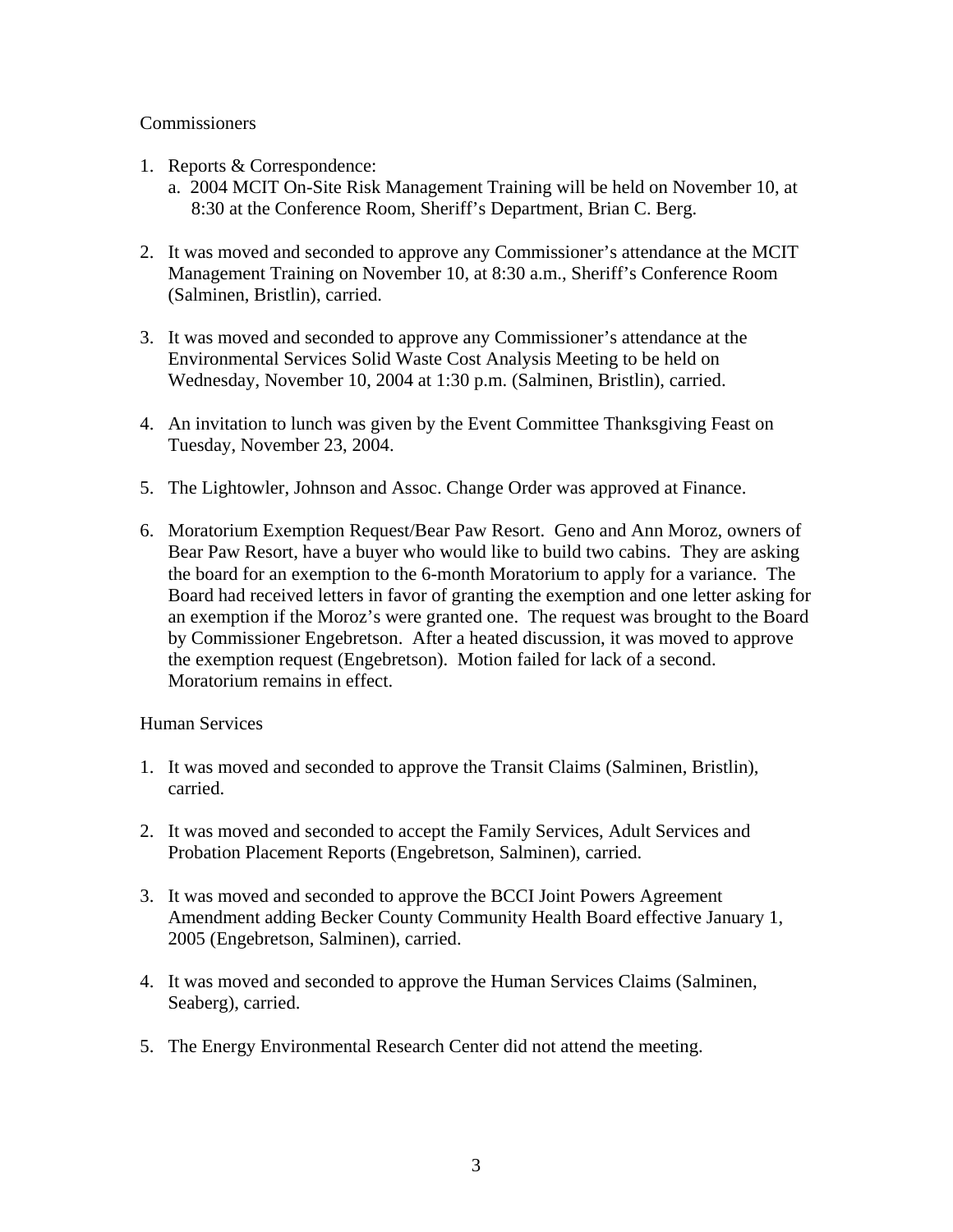Commissioners

1. Reports & Correspondence:
   a. 2004 MCIT On-Site Risk Management Training will be held on November 10, at 8:30 at the Conference Room, Sheriff's Department, Brian C. Berg.

2. It was moved and seconded to approve any Commissioner's attendance at the MCIT Management Training on November 10, at 8:30 a.m., Sheriff's Conference Room (Salminen, Bristlin), carried.

3. It was moved and seconded to approve any Commissioner's attendance at the Environmental Services Solid Waste Cost Analysis Meeting to be held on Wednesday, November 10, 2004 at 1:30 p.m. (Salminen, Bristlin), carried.

4. An invitation to lunch was given by the Event Committee Thanksgiving Feast on Tuesday, November 23, 2004.

5. The Lightowler, Johnson and Assoc. Change Order was approved at Finance.

6. Moratorium Exemption Request/Bear Paw Resort. Geno and Ann Moroz, owners of Bear Paw Resort, have a buyer who would like to build two cabins. They are asking the board for an exemption to the 6-month Moratorium to apply for a variance. The Board had received letters in favor of granting the exemption and one letter asking for an exemption if the Moroz's were granted one. The request was brought to the Board by Commissioner Engebretson. After a heated discussion, it was moved to approve the exemption request (Engebretson). Motion failed for lack of a second. Moratorium remains in effect.

Human Services

1. It was moved and seconded to approve the Transit Claims (Salminen, Bristlin), carried.

2. It was moved and seconded to accept the Family Services, Adult Services and Probation Placement Reports (Engebretson, Salminen), carried.

3. It was moved and seconded to approve the BCCI Joint Powers Agreement Amendment adding Becker County Community Health Board effective January 1, 2005 (Engebretson, Salminen), carried.

4. It was moved and seconded to approve the Human Services Claims (Salminen, Seaberg), carried.

5. The Energy Environmental Research Center did not attend the meeting.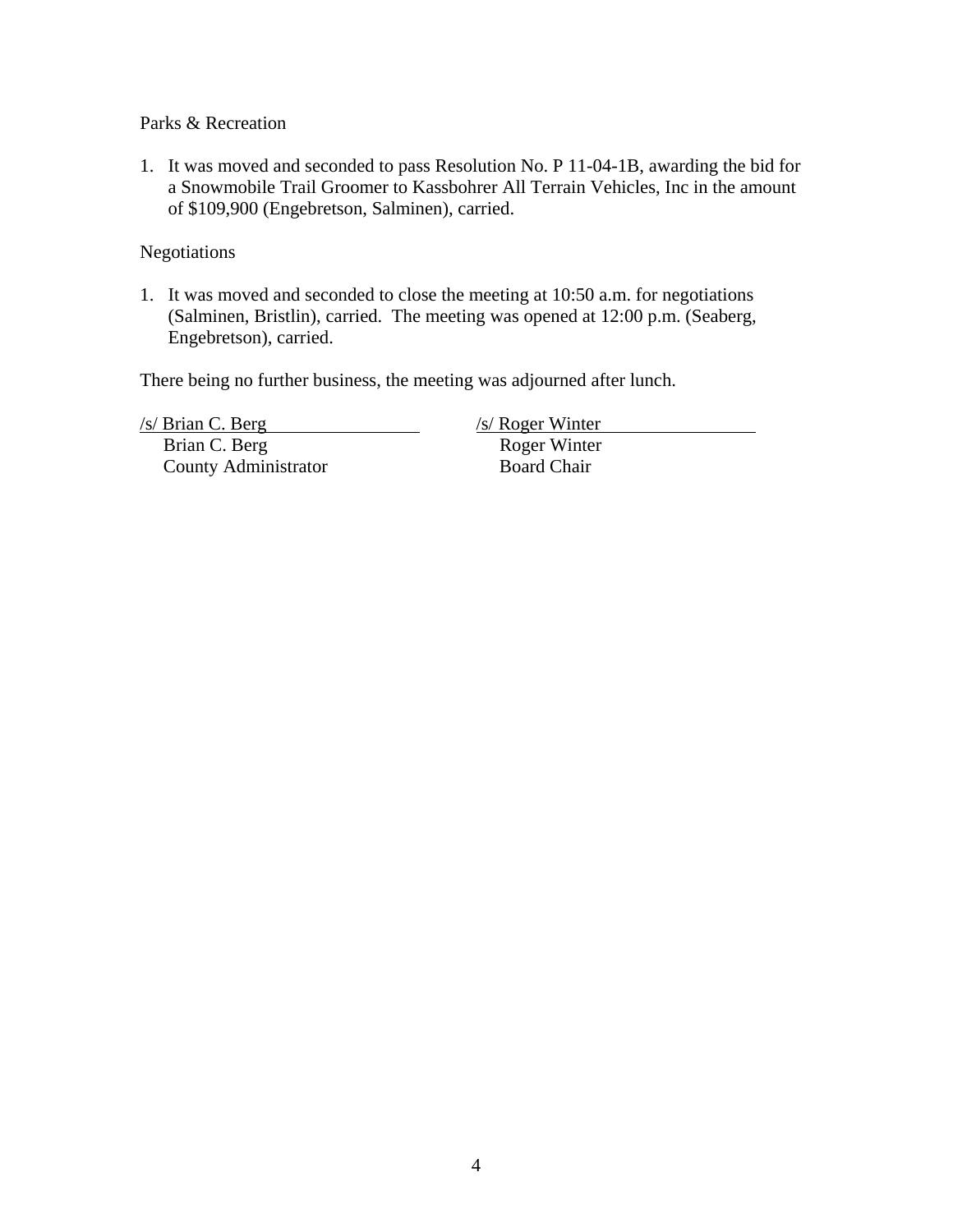Parks & Recreation

1. It was moved and seconded to pass Resolution No. P 11-04-1B, awarding the bid for a Snowmobile Trail Groomer to Kassbohrer All Terrain Vehicles, Inc in the amount of $109,900 (Engebretson, Salminen), carried.

Negotiations

1. It was moved and seconded to close the meeting at 10:50 a.m. for negotiations (Salminen, Bristlin), carried. The meeting was opened at 12:00 p.m. (Seaberg, Engebretson), carried.

There being no further business, the meeting was adjourned after lunch.

| | |
|---|---|
| /s/ Brian C. Berg | /s/ Roger Winter |
| Brian C. Berg | Roger Winter |
| County Administrator | Board Chair |